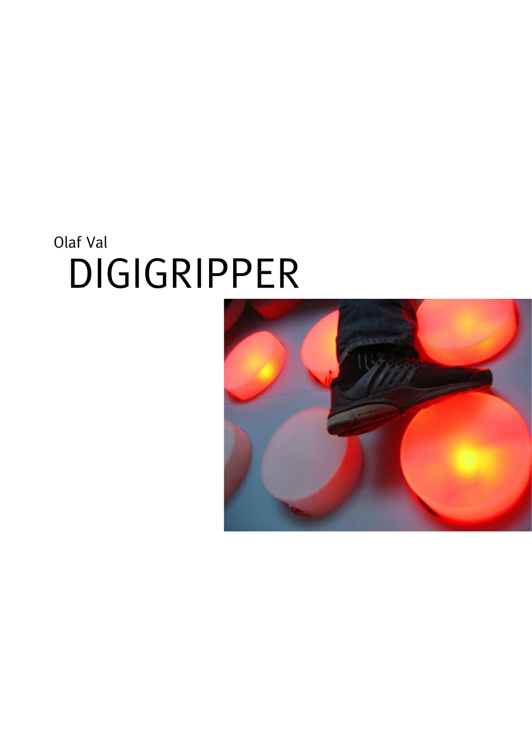Olaf Val

# DIGIGRIPPER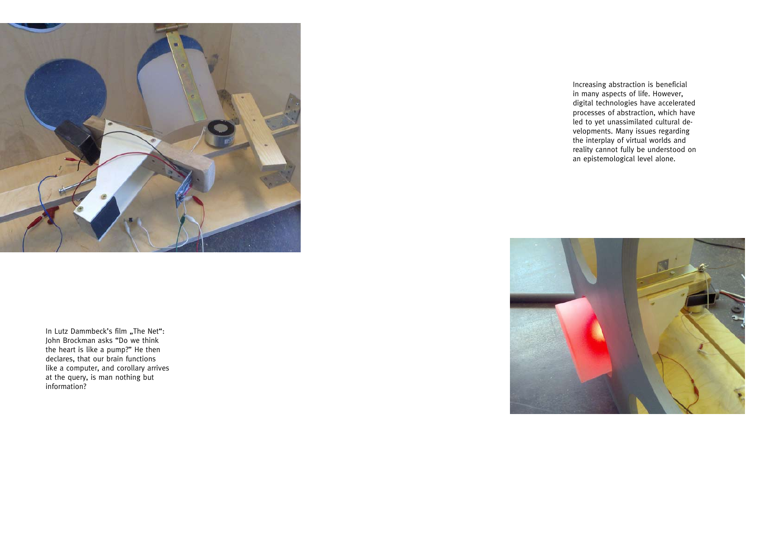Increasing abstraction is beneficial in many aspects of life. However, digital technologies have accelerated processes of abstraction, which have led to yet unassimilated cultural developments. Many issues regarding the interplay of virtual worlds and reality cannot fully be understood on an epistemological level alone.

In Lutz Dammbeck's film „The Net“: John Brockman asks “Do we think the heart is like a pump?” He then declares, that our brain functions like a computer, and corollary arrives at the query, is man nothing but information?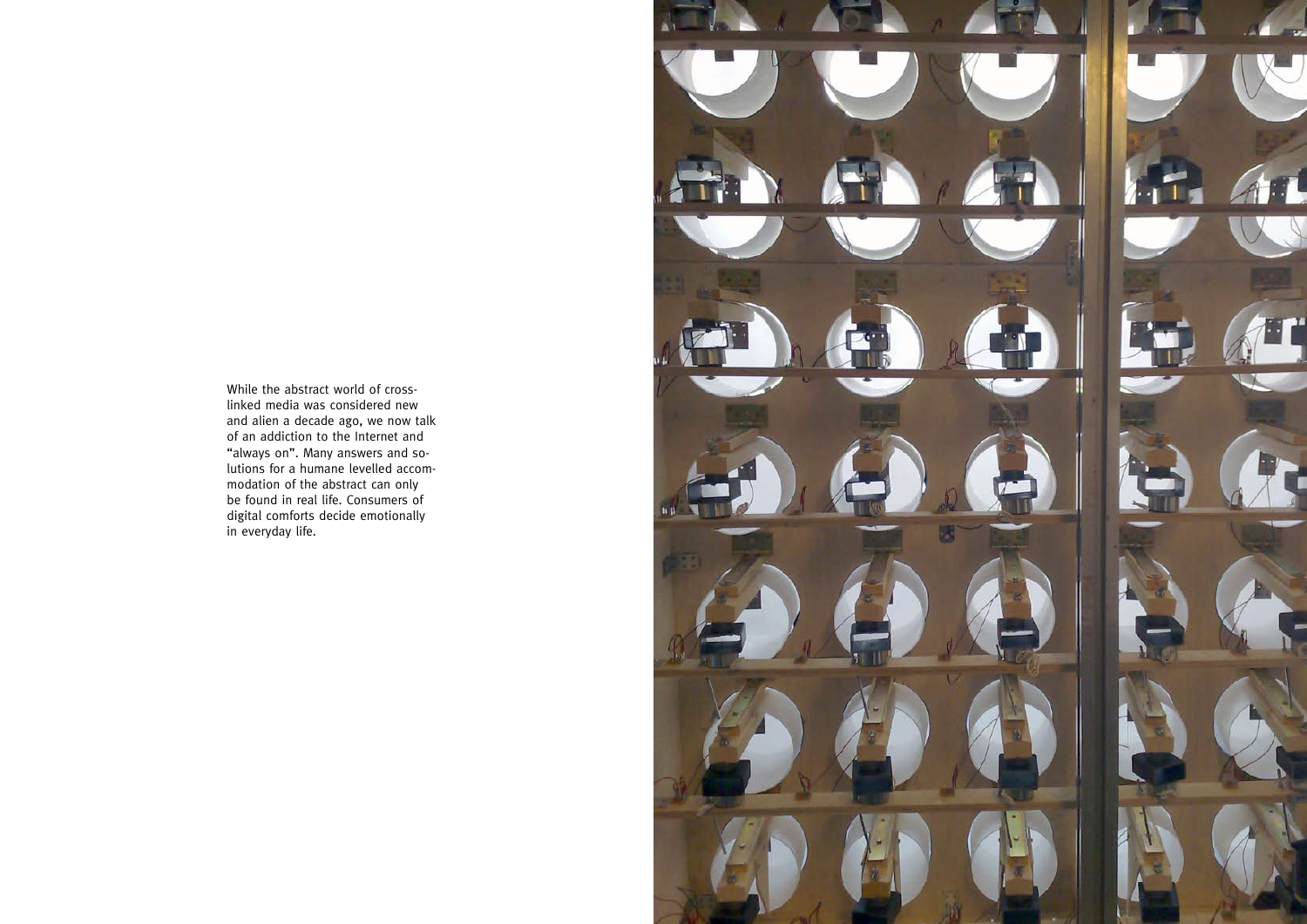While the abstract world of cross-linked media was considered new and alien a decade ago, we now talk of an addiction to the Internet and "always on". Many answers and solutions for a humane levelled accommodation of the abstract can only be found in real life. Consumers of digital comforts decide emotionally in everyday life.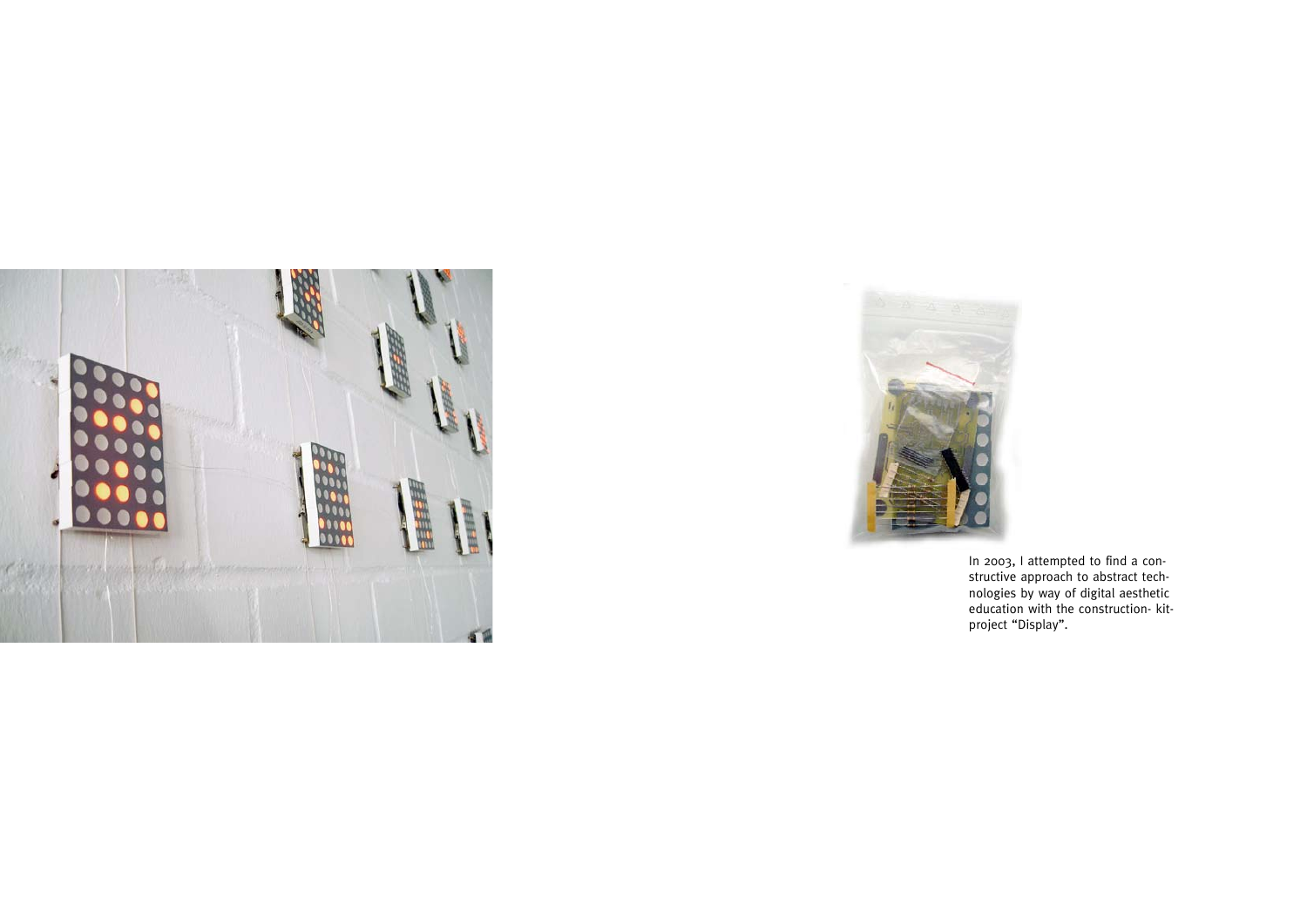In 2003, I attempted to find a constructive approach to abstract technologies by way of digital aesthetic education with the construction- kit-project "Display".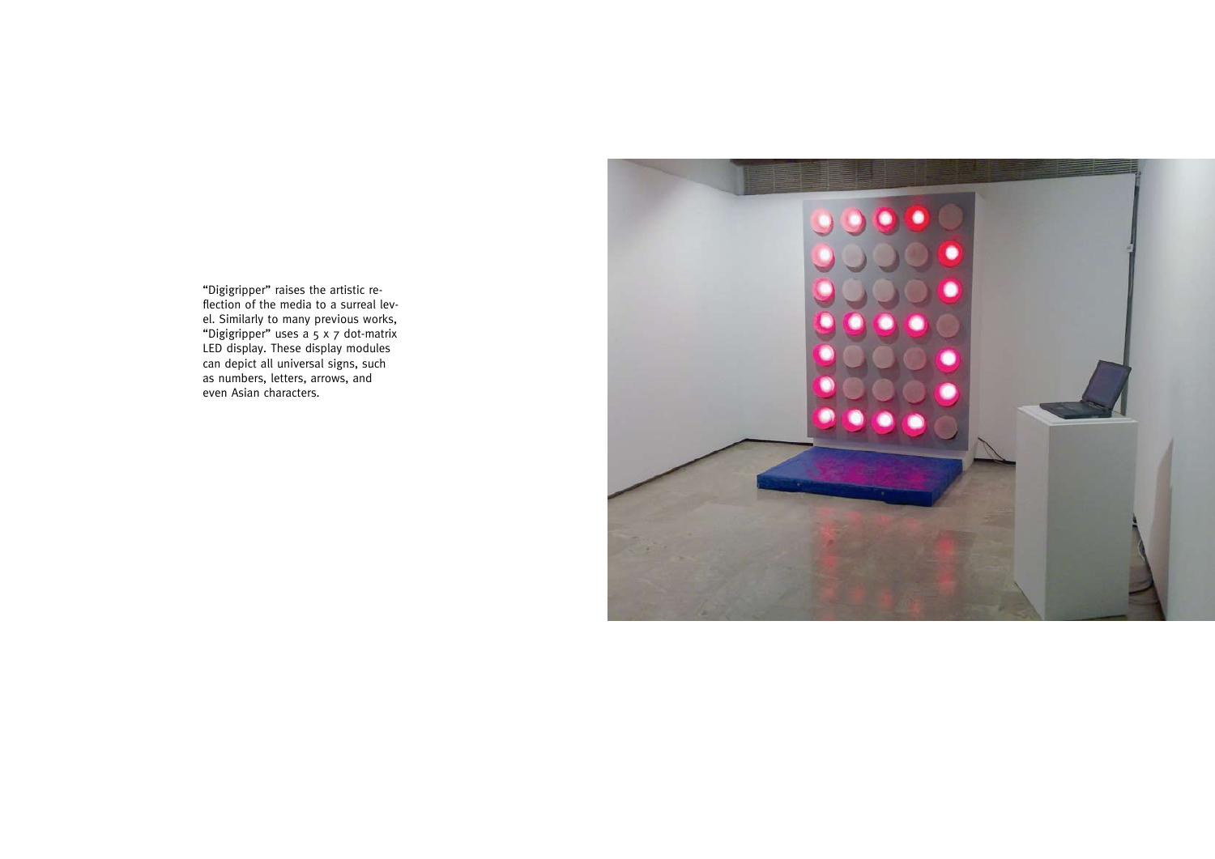"Digigripper" raises the artistic reflection of the media to a surreal level. Similarly to many previous works, "Digigripper" uses a 5 x 7 dot-matrix LED display. These display modules can depict all universal signs, such as numbers, letters, arrows, and even Asian characters.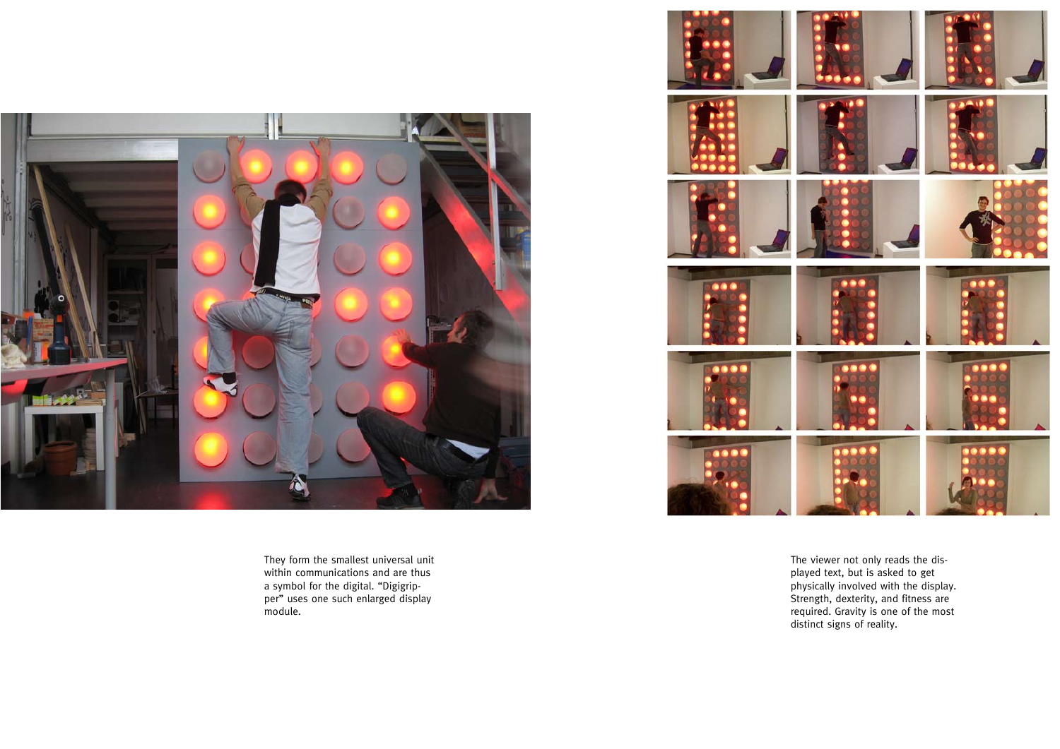They form the smallest universal unit within communications and are thus a symbol for the digital. “Digigripper” uses one such enlarged display module.

The viewer not only reads the displayed text, but is asked to get physically involved with the display. Strength, dexterity, and fitness are required. Gravity is one of the most distinct signs of reality.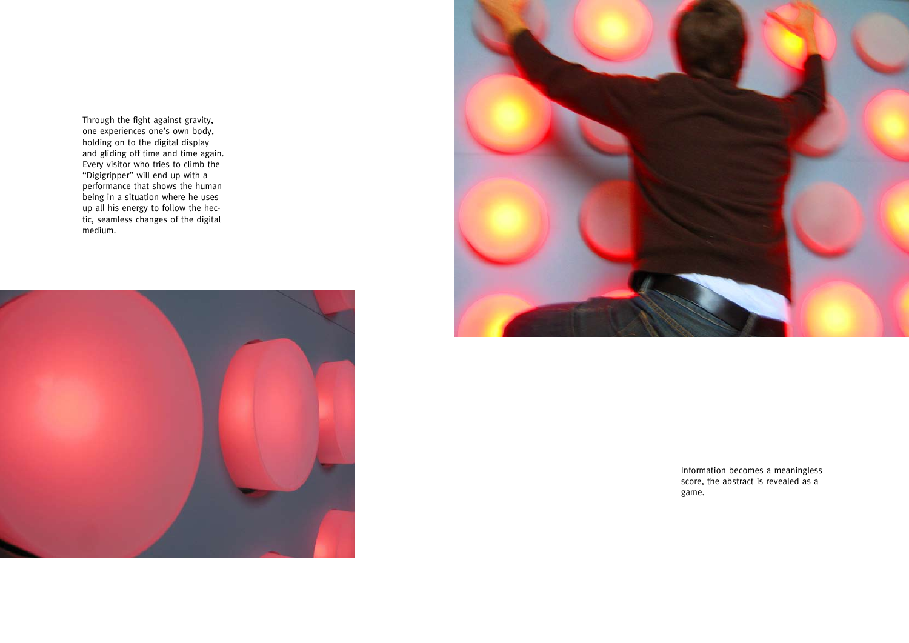Through the fight against gravity, one experiences one's own body, holding on to the digital display and gliding off time and time again. Every visitor who tries to climb the "Digigripper" will end up with a performance that shows the human being in a situation where he uses up all his energy to follow the hectic, seamless changes of the digital medium.

Information becomes a meaningless score, the abstract is revealed as a game.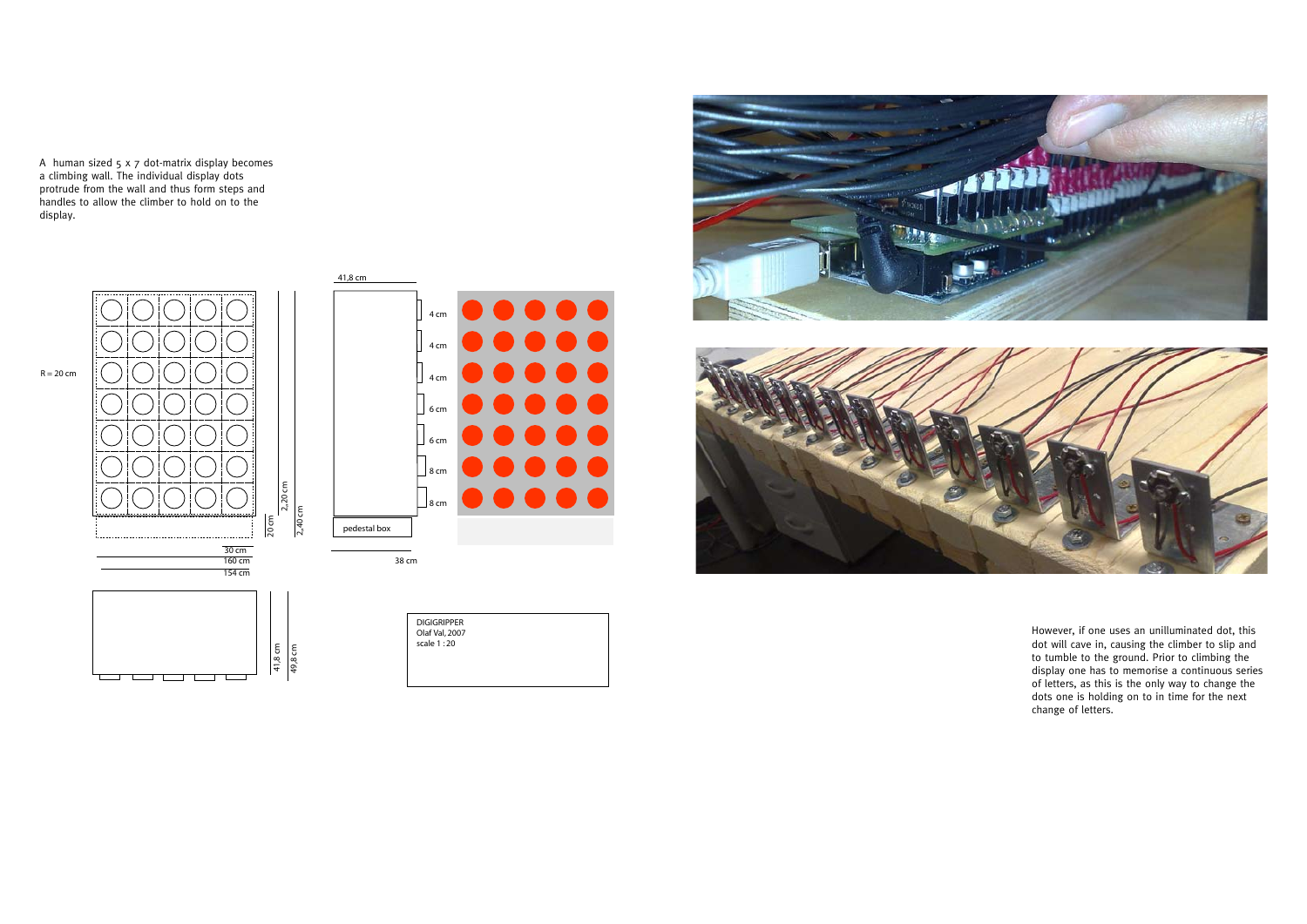A human sized 5 x 7 dot-matrix display becomes a climbing wall. The individual display dots protrude from the wall and thus form steps and handles to allow the climber to hold on to the display.

R = 20 cm

41,8 cm

4 cm
4 cm
4 cm
6 cm
6 cm
8 cm
8 cm

pedestal box

20 cm
2,20 cm
2,40 cm

30 cm
160 cm
154 cm

38 cm

41,8 cm
49,8 cm

DIGIGRIPPER
Olaf Val, 2007
scale 1 : 20

However, if one uses an unilluminated dot, this dot will cave in, causing the climber to slip and to tumble to the ground. Prior to climbing the display one has to memorise a continuous series of letters, as this is the only way to change the dots one is holding on to in time for the next change of letters.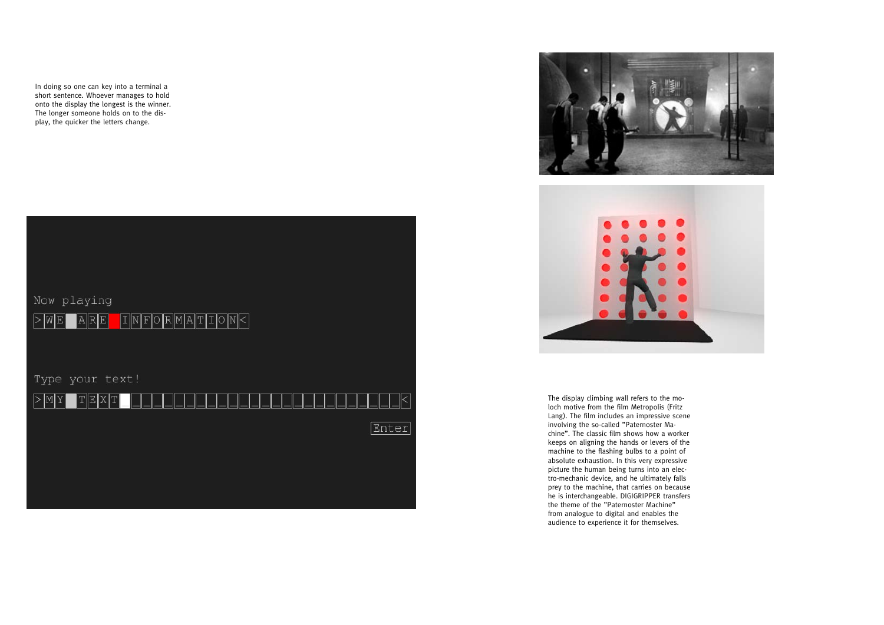In doing so one can key into a terminal a short sentence. Whoever manages to hold onto the display the longest is the winner. The longer someone holds on to the display, the quicker the letters change.

Now playing

>WE ARE INFORMATION<

Type your text!

>MY TEXT<

Enter

The display climbing wall refers to the moloch motive from the film Metropolis (Fritz Lang). The film includes an impressive scene involving the so-called "Paternoster Machine". The classic film shows how a worker keeps on aligning the hands or levers of the machine to the flashing bulbs to a point of absolute exhaustion. In this very expressive picture the human being turns into an electro-mechanic device, and he ultimately falls prey to the machine, that carries on because he is interchangeable. DIGIGRIPPER transfers the theme of the "Paternoster Machine" from analogue to digital and enables the audience to experience it for themselves.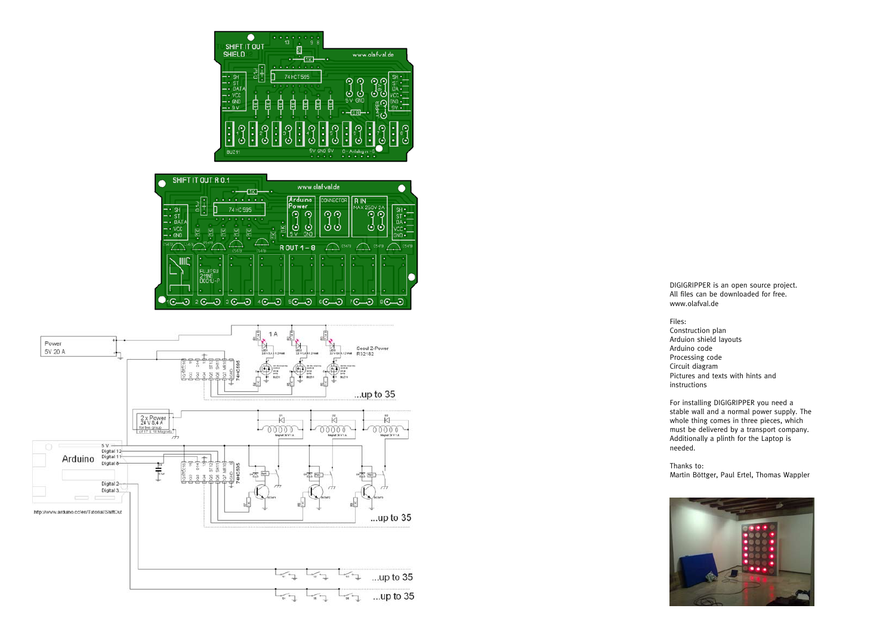DIGIGRIPPER is an open source project.
All files can be downloaded for free.
www.olafval.de

Files:
Construction plan
Arduion shield layouts
Arduino code
Processing code
Circuit diagram
Pictures and texts with hints and instructions

For installing DIGIGRIPPER you need a stable wall and a normal power supply. The whole thing comes in three pieces, which must be delivered by a transport company. Additionally a plinth for the Laptop is needed.

Thanks to:
Martin Böttger, Paul Ertel, Thomas Wappler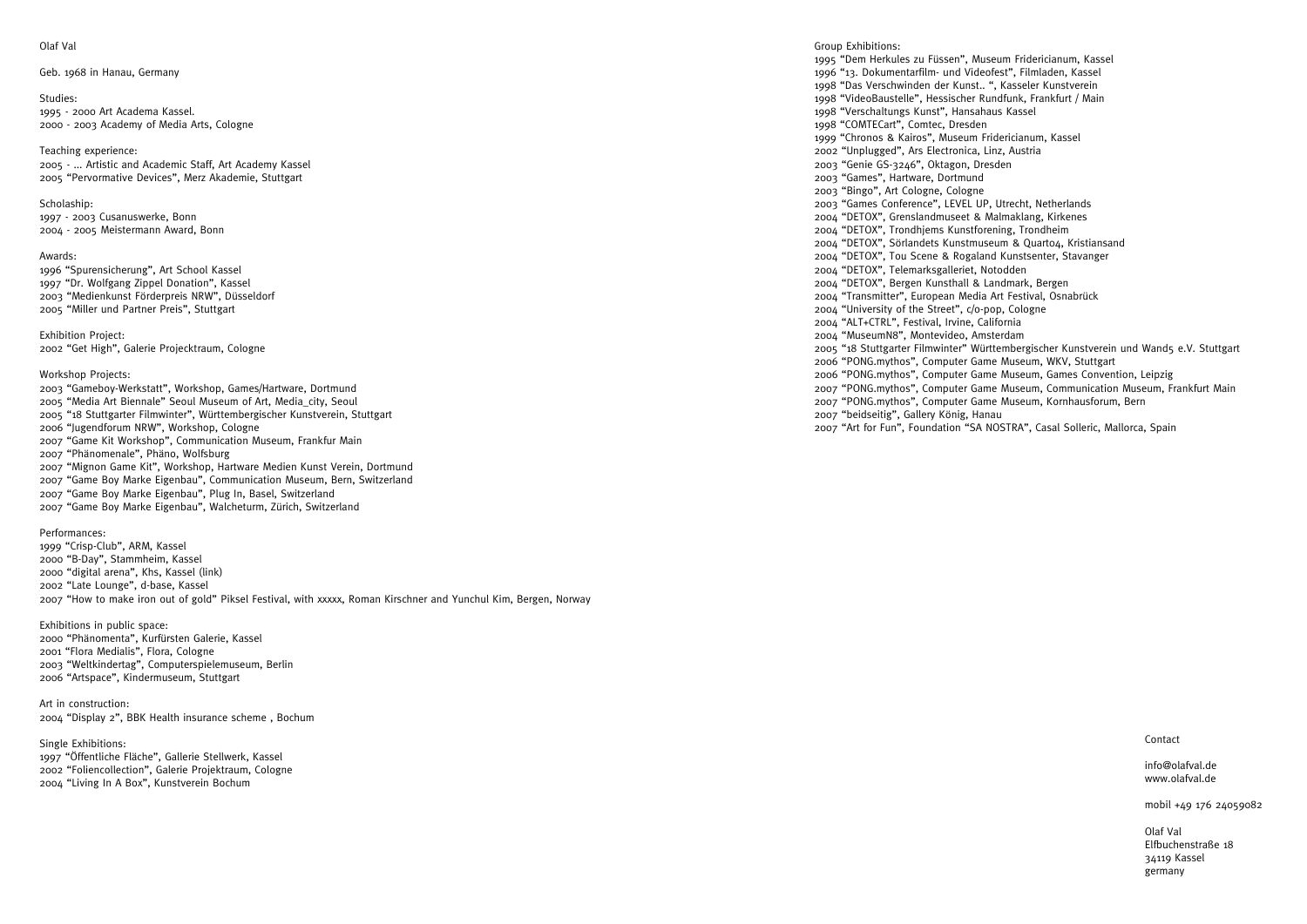Olaf Val

Geb. 1968 in Hanau, Germany

Studies:
1995 - 2000 Art Academa Kassel.
2000 - 2003 Academy of Media Arts, Cologne

Teaching experience:
2005 - ... Artistic and Academic Staff, Art Academy Kassel
2005 "Pervormative Devices", Merz Akademie, Stuttgart

Scholaship:
1997 - 2003 Cusanuswerke, Bonn
2004 - 2005 Meistermann Award, Bonn

Awards:
1996 "Spurensicherung", Art School Kassel
1997 "Dr. Wolfgang Zippel Donation", Kassel
2003 "Medienkunst Förderpreis NRW", Düsseldorf
2005 "Miller und Partner Preis", Stuttgart

Exhibition Project:
2002 "Get High", Galerie Projecktraum, Cologne

Workshop Projects:
2003 "Gameboy-Werkstatt", Workshop, Games/Hartware, Dortmund
2005 "Media Art Biennale" Seoul Museum of Art, Media_city, Seoul
2005 "18 Stuttgarter Filmwinter", Württembergischer Kunstverein, Stuttgart
2006 "Jugendforum NRW", Workshop, Cologne
2007 "Game Kit Workshop", Communication Museum, Frankfur Main
2007 "Phänomenale", Phäno, Wolfsburg
2007 "Mignon Game Kit", Workshop, Hartware Medien Kunst Verein, Dortmund
2007 "Game Boy Marke Eigenbau", Communication Museum, Bern, Switzerland
2007 "Game Boy Marke Eigenbau", Plug In, Basel, Switzerland
2007 "Game Boy Marke Eigenbau", Walcheturm, Zürich, Switzerland

Performances:
1999 "Crisp-Club", ARM, Kassel
2000 "B-Day", Stammheim, Kassel
2000 "digital arena", Khs, Kassel (link)
2002 "Late Lounge", d-base, Kassel
2007 "How to make iron out of gold" Piksel Festival, with xxxxx, Roman Kirschner and Yunchul Kim, Bergen, Norway

Exhibitions in public space:
2000 "Phänomenta", Kurfürsten Galerie, Kassel
2001 "Flora Medialis", Flora, Cologne
2003 "Weltkindertag", Computerspielemuseum, Berlin
2006 "Artspace", Kindermuseum, Stuttgart

Art in construction:
2004 "Display 2", BBK Health insurance scheme , Bochum

Single Exhibitions:
1997 "Öffentliche Fläche", Gallerie Stellwerk, Kassel
2002 "Foliencollection", Galerie Projektraum, Cologne
2004 "Living In A Box", Kunstverein Bochum

Group Exhibitions:
1995 "Dem Herkules zu Füssen", Museum Fridericianum, Kassel
1996 "13. Dokumentarfilm- und Videofest", Filmladen, Kassel
1998 "Das Verschwinden der Kunst.. ", Kasseler Kunstverein
1998 "VideoBaustelle", Hessischer Rundfunk, Frankfurt / Main
1998 "Verschaltungs Kunst", Hansahaus Kassel
1998 "COMTECart", Comtec, Dresden
1999 "Chronos & Kairos", Museum Fridericianum, Kassel
2002 "Unplugged", Ars Electronica, Linz, Austria
2003 "Genie GS-3246", Oktagon, Dresden
2003 "Games", Hartware, Dortmund
2003 "Bingo", Art Cologne, Cologne
2003 "Games Conference", LEVEL UP, Utrecht, Netherlands
2004 "DETOX", Grenslandmuseet & Malmaklang, Kirkenes
2004 "DETOX", Trondhjems Kunstforening, Trondheim
2004 "DETOX", Sörlandets Kunstmuseum & Quart04, Kristiansand
2004 "DETOX", Tou Scene & Rogaland Kunstsenter, Stavanger
2004 "DETOX", Telemarksgalleriet, Notodden
2004 "DETOX", Bergen Kunsthall & Landmark, Bergen
2004 "Transmitter", European Media Art Festival, Osnabrück
2004 "University of the Street", c/o-pop, Cologne
2004 "ALT+CTRL", Festival, Irvine, California
2004 "MuseumN8", Montevideo, Amsterdam
2005 "18 Stuttgarter Filmwinter" Württembergischer Kunstverein und Wand5 e.V. Stuttgart
2006 "PONG.mythos", Computer Game Museum, WKV, Stuttgart
2006 "PONG.mythos", Computer Game Museum, Games Convention, Leipzig
2007 "PONG.mythos", Computer Game Museum, Communication Museum, Frankfurt Main
2007 "PONG.mythos", Computer Game Museum, Kornhausforum, Bern
2007 "beidseitig", Gallery König, Hanau
2007 "Art for Fun", Foundation "SA NOSTRA", Casal Solleric, Mallorca, Spain

Contact

info@olafval.de
www.olafval.de

mobil +49 176 24059082

Olaf Val
Elfbuchenstraße 18
34119 Kassel
germany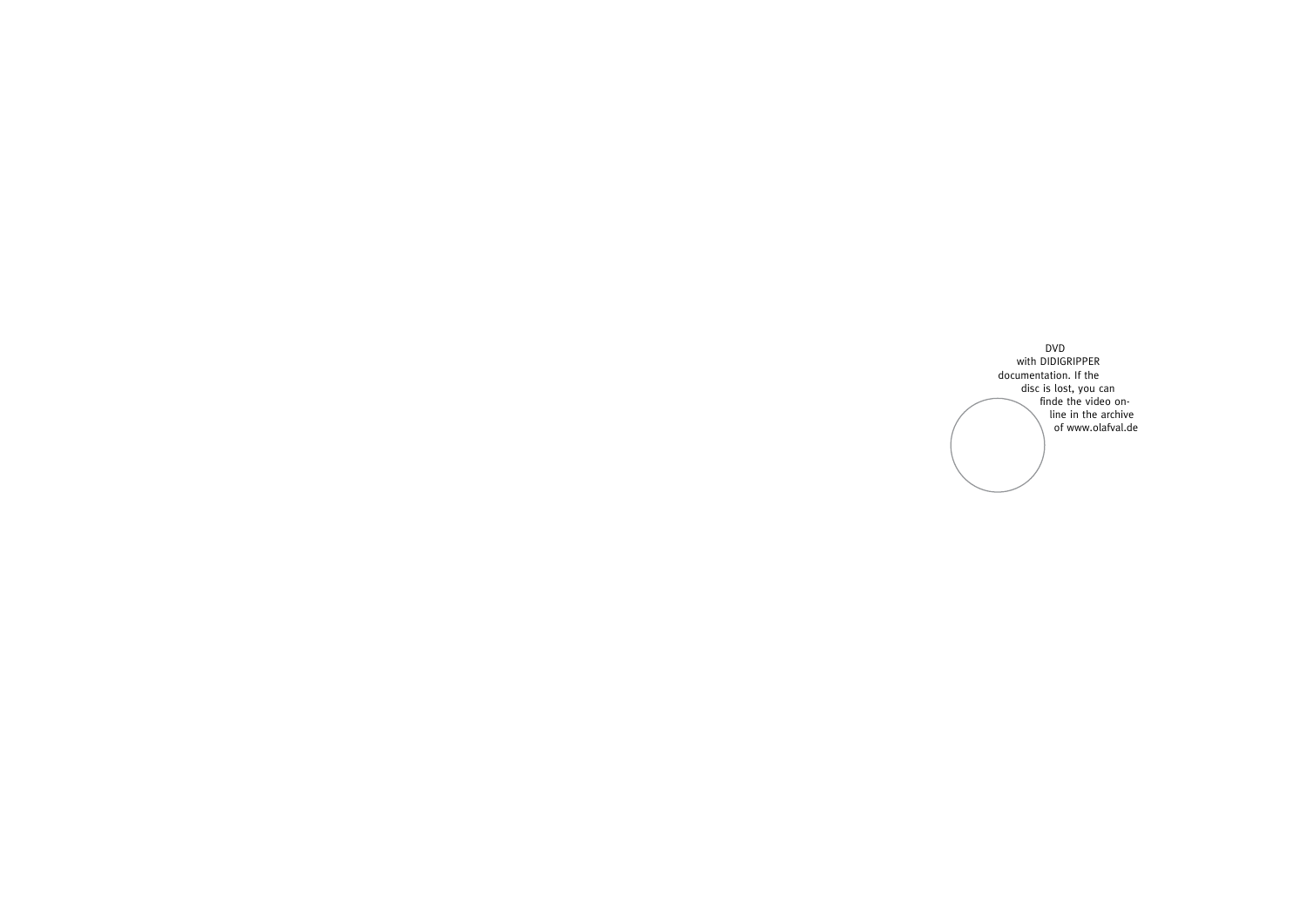DVD
with DIDIGRIPPER
documentation. If the
disc is lost, you can
finde the video on-
line in the archive
of www.olafval.de